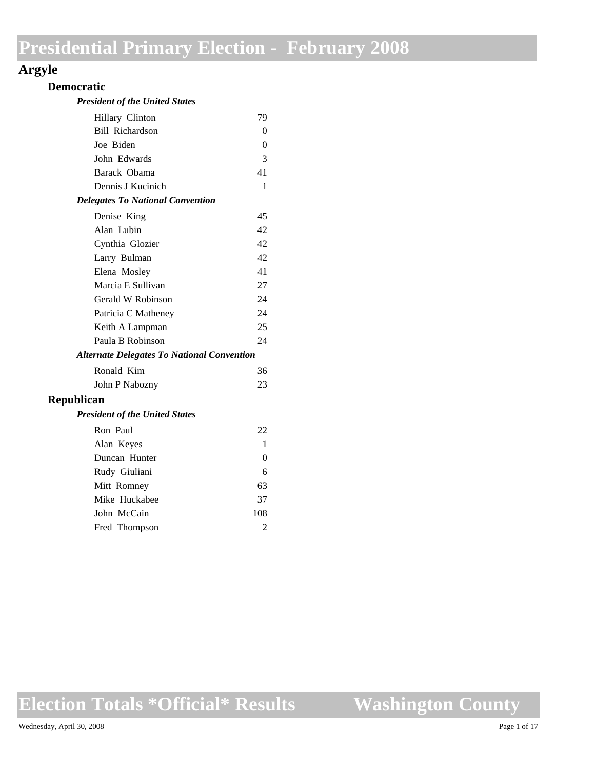# Presidential Primary Election - February 2008

## Argyle

### Democratic

#### *President of the United States*

| Candidate | Votes |
|---|---|
| Hillary Clinton | 79 |
| Bill Richardson | 0 |
| Joe Biden | 0 |
| John Edwards | 3 |
| Barack Obama | 41 |
| Dennis J Kucinich | 1 |

#### *Delegates To National Convention*

| Candidate | Votes |
|---|---|
| Denise King | 45 |
| Alan Lubin | 42 |
| Cynthia Glozier | 42 |
| Larry Bulman | 42 |
| Elena Mosley | 41 |
| Marcia E Sullivan | 27 |
| Gerald W Robinson | 24 |
| Patricia C Matheney | 24 |
| Keith A Lampman | 25 |
| Paula B Robinson | 24 |

#### *Alternate Delegates To National Convention*

| Candidate | Votes |
|---|---|
| Ronald Kim | 36 |
| John P Nabozny | 23 |

### Republican

#### *President of the United States*

| Candidate | Votes |
|---|---|
| Ron Paul | 22 |
| Alan Keyes | 1 |
| Duncan Hunter | 0 |
| Rudy Giuliani | 6 |
| Mitt Romney | 63 |
| Mike Huckabee | 37 |
| John McCain | 108 |
| Fred Thompson | 2 |

**Election Totals \*Official\* Results** — **Washington County**

Wednesday, April 30, 2008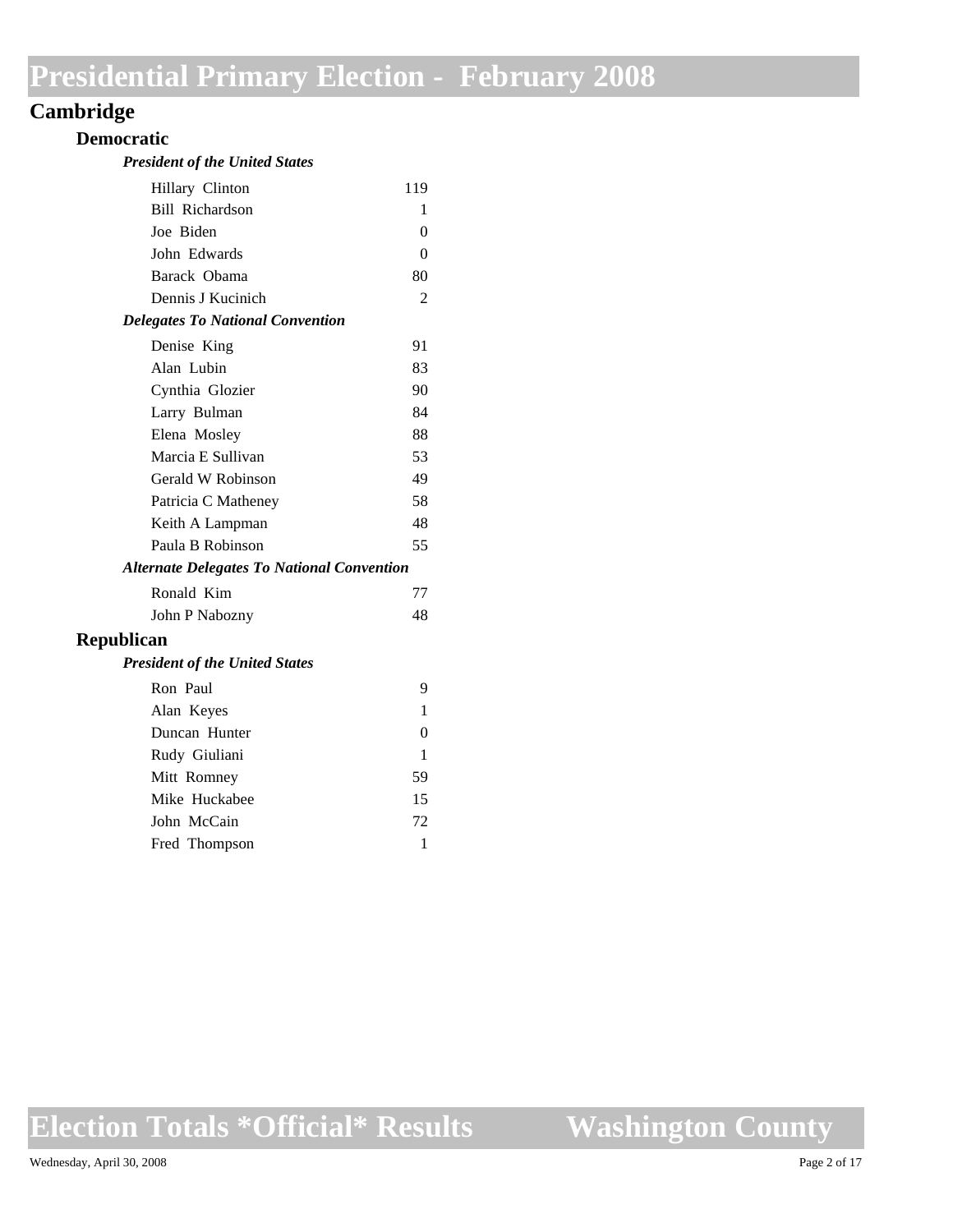# Presidential Primary Election - February 2008

## Cambridge

### Democratic

#### *President of the United States*

| Candidate | Votes |
|---|---|
| Hillary Clinton | 119 |
| Bill Richardson | 1 |
| Joe Biden | 0 |
| John Edwards | 0 |
| Barack Obama | 80 |
| Dennis J Kucinich | 2 |

#### *Delegates To National Convention*

| Candidate | Votes |
|---|---|
| Denise King | 91 |
| Alan Lubin | 83 |
| Cynthia Glozier | 90 |
| Larry Bulman | 84 |
| Elena Mosley | 88 |
| Marcia E Sullivan | 53 |
| Gerald W Robinson | 49 |
| Patricia C Matheney | 58 |
| Keith A Lampman | 48 |
| Paula B Robinson | 55 |

#### *Alternate Delegates To National Convention*

| Candidate | Votes |
|---|---|
| Ronald Kim | 77 |
| John P Nabozny | 48 |

### Republican

#### *President of the United States*

| Candidate | Votes |
|---|---|
| Ron Paul | 9 |
| Alan Keyes | 1 |
| Duncan Hunter | 0 |
| Rudy Giuliani | 1 |
| Mitt Romney | 59 |
| Mike Huckabee | 15 |
| John McCain | 72 |
| Fred Thompson | 1 |

Election Totals \*Official\* Results — Washington County

Wednesday, April 30, 2008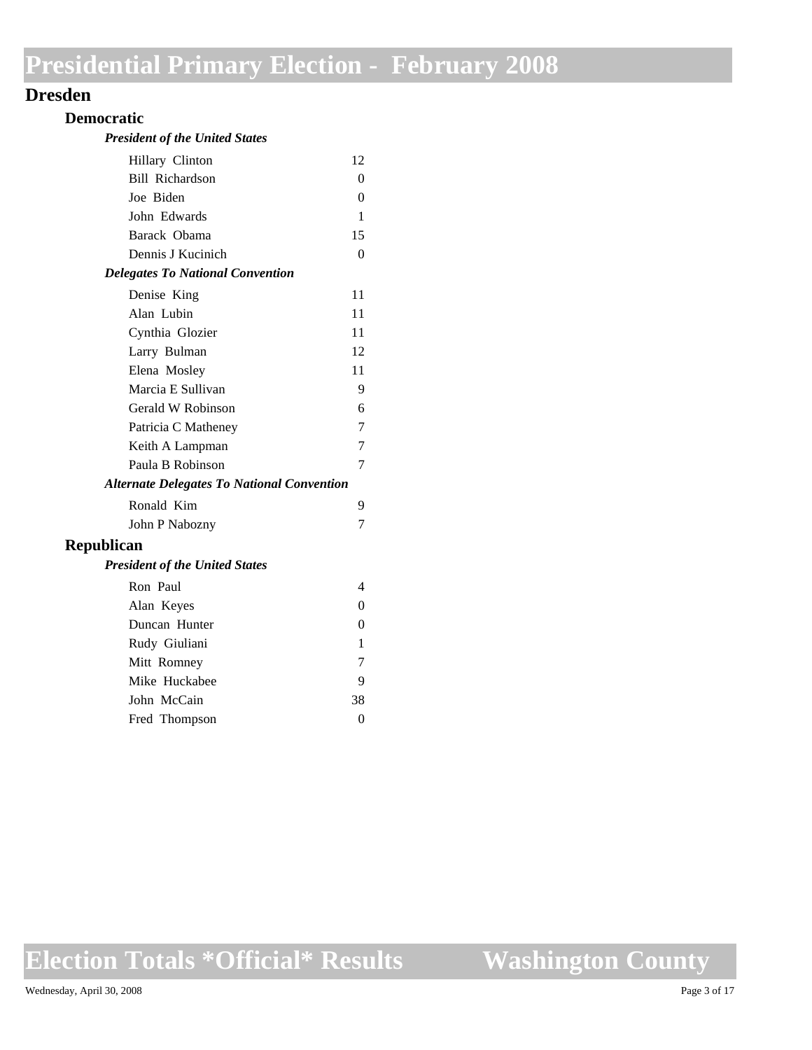# Presidential Primary Election - February 2008

## Dresden

### Democratic

#### *President of the United States*

| Candidate | Votes |
| --- | --- |
| Hillary Clinton | 12 |
| Bill Richardson | 0 |
| Joe Biden | 0 |
| John Edwards | 1 |
| Barack Obama | 15 |
| Dennis J Kucinich | 0 |

#### *Delegates To National Convention*

| Candidate | Votes |
| --- | --- |
| Denise King | 11 |
| Alan Lubin | 11 |
| Cynthia Glozier | 11 |
| Larry Bulman | 12 |
| Elena Mosley | 11 |
| Marcia E Sullivan | 9 |
| Gerald W Robinson | 6 |
| Patricia C Matheney | 7 |
| Keith A Lampman | 7 |
| Paula B Robinson | 7 |

#### *Alternate Delegates To National Convention*

| Candidate | Votes |
| --- | --- |
| Ronald Kim | 9 |
| John P Nabozny | 7 |

### Republican

#### *President of the United States*

| Candidate | Votes |
| --- | --- |
| Ron Paul | 4 |
| Alan Keyes | 0 |
| Duncan Hunter | 0 |
| Rudy Giuliani | 1 |
| Mitt Romney | 7 |
| Mike Huckabee | 9 |
| John McCain | 38 |
| Fred Thompson | 0 |

**Election Totals \*Official\* Results** **Washington County**

Wednesday, April 30, 2008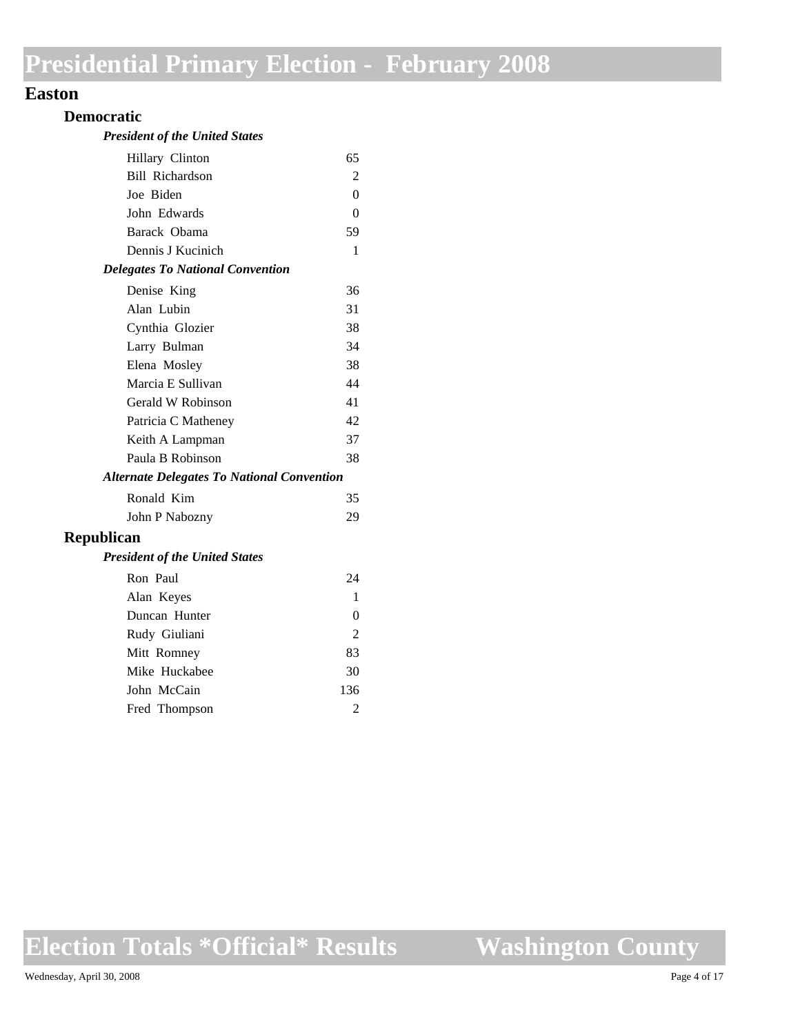# Presidential Primary Election - February 2008

## Easton

### Democratic

#### *President of the United States*

| Candidate | Votes |
|---|---|
| Hillary Clinton | 65 |
| Bill Richardson | 2 |
| Joe Biden | 0 |
| John Edwards | 0 |
| Barack Obama | 59 |
| Dennis J Kucinich | 1 |

#### *Delegates To National Convention*

| Candidate | Votes |
|---|---|
| Denise King | 36 |
| Alan Lubin | 31 |
| Cynthia Glozier | 38 |
| Larry Bulman | 34 |
| Elena Mosley | 38 |
| Marcia E Sullivan | 44 |
| Gerald W Robinson | 41 |
| Patricia C Matheney | 42 |
| Keith A Lampman | 37 |
| Paula B Robinson | 38 |

#### *Alternate Delegates To National Convention*

| Candidate | Votes |
|---|---|
| Ronald Kim | 35 |
| John P Nabozny | 29 |

### Republican

#### *President of the United States*

| Candidate | Votes |
|---|---|
| Ron Paul | 24 |
| Alan Keyes | 1 |
| Duncan Hunter | 0 |
| Rudy Giuliani | 2 |
| Mitt Romney | 83 |
| Mike Huckabee | 30 |
| John McCain | 136 |
| Fred Thompson | 2 |

**Election Totals \*Official\* Results — Washington County**

Wednesday, April 30, 2008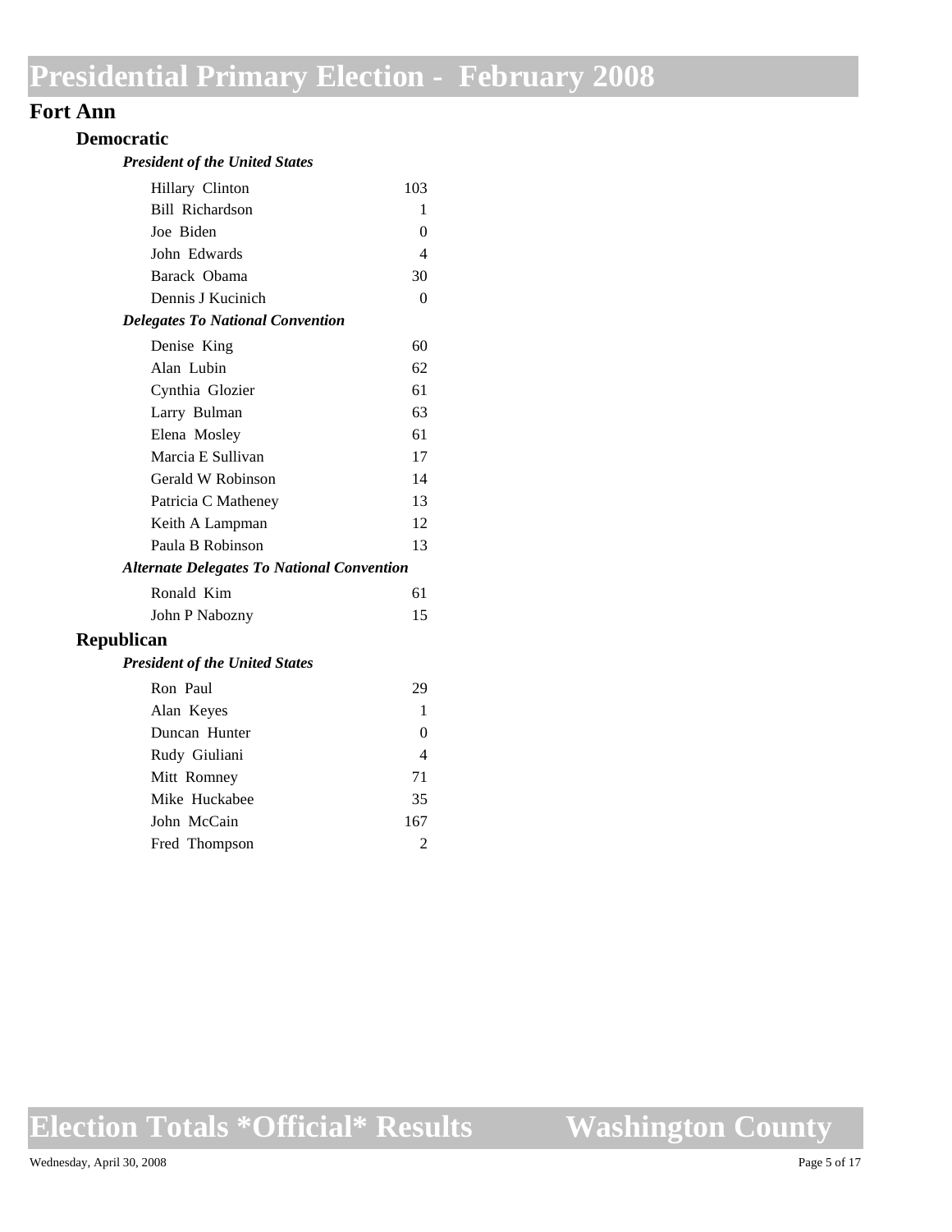# Presidential Primary Election - February 2008

## Fort Ann

### Democratic

#### *President of the United States*

| Candidate | Votes |
| --- | --- |
| Hillary Clinton | 103 |
| Bill Richardson | 1 |
| Joe Biden | 0 |
| John Edwards | 4 |
| Barack Obama | 30 |
| Dennis J Kucinich | 0 |

#### *Delegates To National Convention*

| Candidate | Votes |
| --- | --- |
| Denise King | 60 |
| Alan Lubin | 62 |
| Cynthia Glozier | 61 |
| Larry Bulman | 63 |
| Elena Mosley | 61 |
| Marcia E Sullivan | 17 |
| Gerald W Robinson | 14 |
| Patricia C Matheney | 13 |
| Keith A Lampman | 12 |
| Paula B Robinson | 13 |

#### *Alternate Delegates To National Convention*

| Candidate | Votes |
| --- | --- |
| Ronald Kim | 61 |
| John P Nabozny | 15 |

### Republican

#### *President of the United States*

| Candidate | Votes |
| --- | --- |
| Ron Paul | 29 |
| Alan Keyes | 1 |
| Duncan Hunter | 0 |
| Rudy Giuliani | 4 |
| Mitt Romney | 71 |
| Mike Huckabee | 35 |
| John McCain | 167 |
| Fred Thompson | 2 |

**Election Totals \*Official\* Results** **Washington County**

Wednesday, April 30, 2008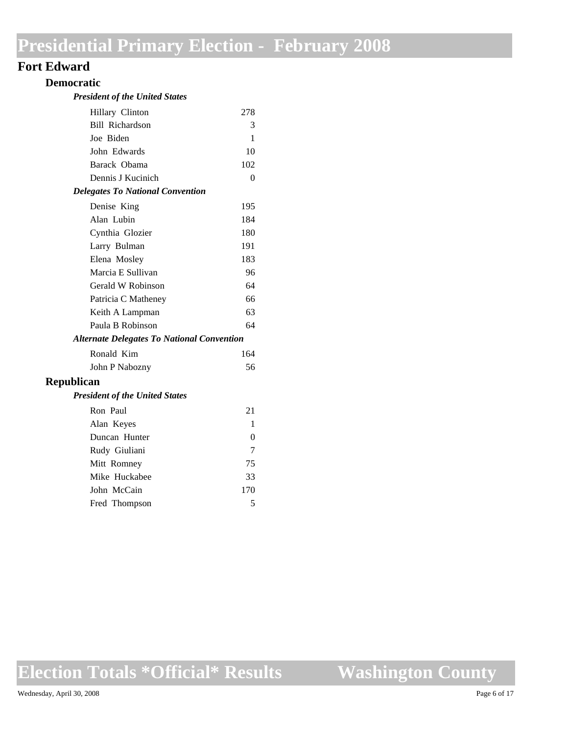# Presidential Primary Election - February 2008

## Fort Edward

### Democratic

#### *President of the United States*

| Candidate | Votes |
|---|---|
| Hillary Clinton | 278 |
| Bill Richardson | 3 |
| Joe Biden | 1 |
| John Edwards | 10 |
| Barack Obama | 102 |
| Dennis J Kucinich | 0 |

#### *Delegates To National Convention*

| Candidate | Votes |
|---|---|
| Denise King | 195 |
| Alan Lubin | 184 |
| Cynthia Glozier | 180 |
| Larry Bulman | 191 |
| Elena Mosley | 183 |
| Marcia E Sullivan | 96 |
| Gerald W Robinson | 64 |
| Patricia C Matheney | 66 |
| Keith A Lampman | 63 |
| Paula B Robinson | 64 |

#### *Alternate Delegates To National Convention*

| Candidate | Votes |
|---|---|
| Ronald Kim | 164 |
| John P Nabozny | 56 |

### Republican

#### *President of the United States*

| Candidate | Votes |
|---|---|
| Ron Paul | 21 |
| Alan Keyes | 1 |
| Duncan Hunter | 0 |
| Rudy Giuliani | 7 |
| Mitt Romney | 75 |
| Mike Huckabee | 33 |
| John McCain | 170 |
| Fred Thompson | 5 |

**Election Totals \*Official\* Results** **Washington County**

Wednesday, April 30, 2008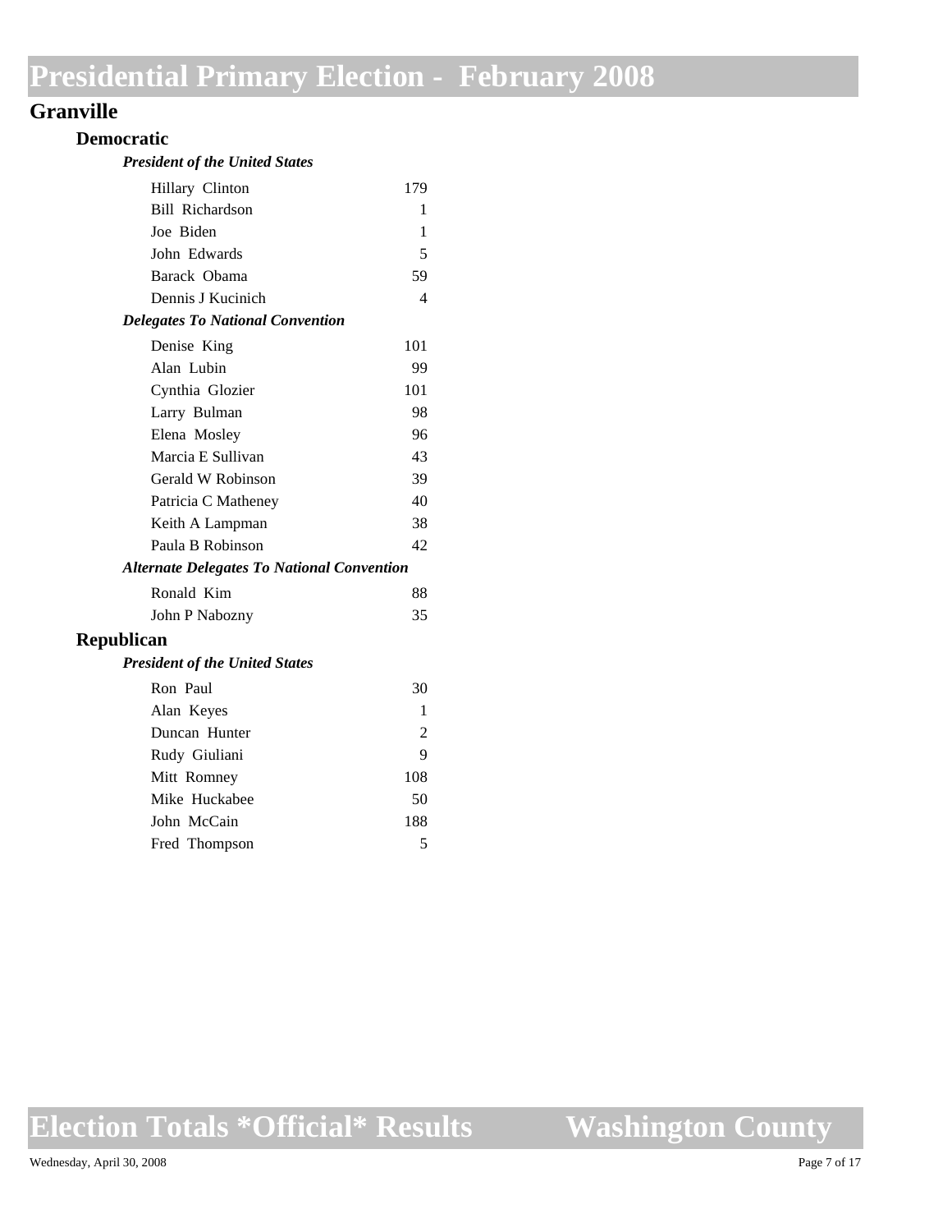# Presidential Primary Election - February 2008

## Granville

### Democratic

#### *President of the United States*

| Candidate | Votes |
|---|---|
| Hillary Clinton | 179 |
| Bill Richardson | 1 |
| Joe Biden | 1 |
| John Edwards | 5 |
| Barack Obama | 59 |
| Dennis J Kucinich | 4 |

#### *Delegates To National Convention*

| Candidate | Votes |
|---|---|
| Denise King | 101 |
| Alan Lubin | 99 |
| Cynthia Glozier | 101 |
| Larry Bulman | 98 |
| Elena Mosley | 96 |
| Marcia E Sullivan | 43 |
| Gerald W Robinson | 39 |
| Patricia C Matheney | 40 |
| Keith A Lampman | 38 |
| Paula B Robinson | 42 |

#### *Alternate Delegates To National Convention*

| Candidate | Votes |
|---|---|
| Ronald Kim | 88 |
| John P Nabozny | 35 |

### Republican

#### *President of the United States*

| Candidate | Votes |
|---|---|
| Ron Paul | 30 |
| Alan Keyes | 1 |
| Duncan Hunter | 2 |
| Rudy Giuliani | 9 |
| Mitt Romney | 108 |
| Mike Huckabee | 50 |
| John McCain | 188 |
| Fred Thompson | 5 |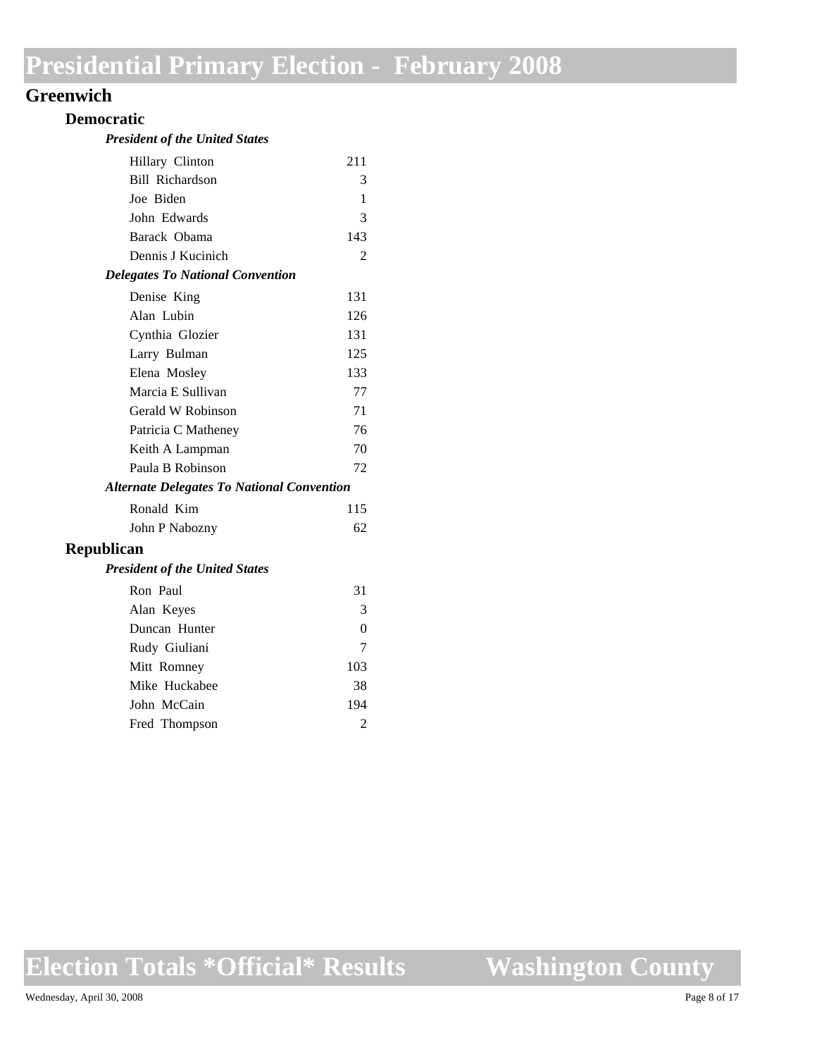# Presidential Primary Election - February 2008

## Greenwich

### Democratic

#### *President of the United States*

| Candidate | Votes |
| --- | --- |
| Hillary Clinton | 211 |
| Bill Richardson | 3 |
| Joe Biden | 1 |
| John Edwards | 3 |
| Barack Obama | 143 |
| Dennis J Kucinich | 2 |

#### *Delegates To National Convention*

| Candidate | Votes |
| --- | --- |
| Denise King | 131 |
| Alan Lubin | 126 |
| Cynthia Glozier | 131 |
| Larry Bulman | 125 |
| Elena Mosley | 133 |
| Marcia E Sullivan | 77 |
| Gerald W Robinson | 71 |
| Patricia C Matheney | 76 |
| Keith A Lampman | 70 |
| Paula B Robinson | 72 |

#### *Alternate Delegates To National Convention*

| Candidate | Votes |
| --- | --- |
| Ronald Kim | 115 |
| John P Nabozny | 62 |

### Republican

#### *President of the United States*

| Candidate | Votes |
| --- | --- |
| Ron Paul | 31 |
| Alan Keyes | 3 |
| Duncan Hunter | 0 |
| Rudy Giuliani | 7 |
| Mitt Romney | 103 |
| Mike Huckabee | 38 |
| John McCain | 194 |
| Fred Thompson | 2 |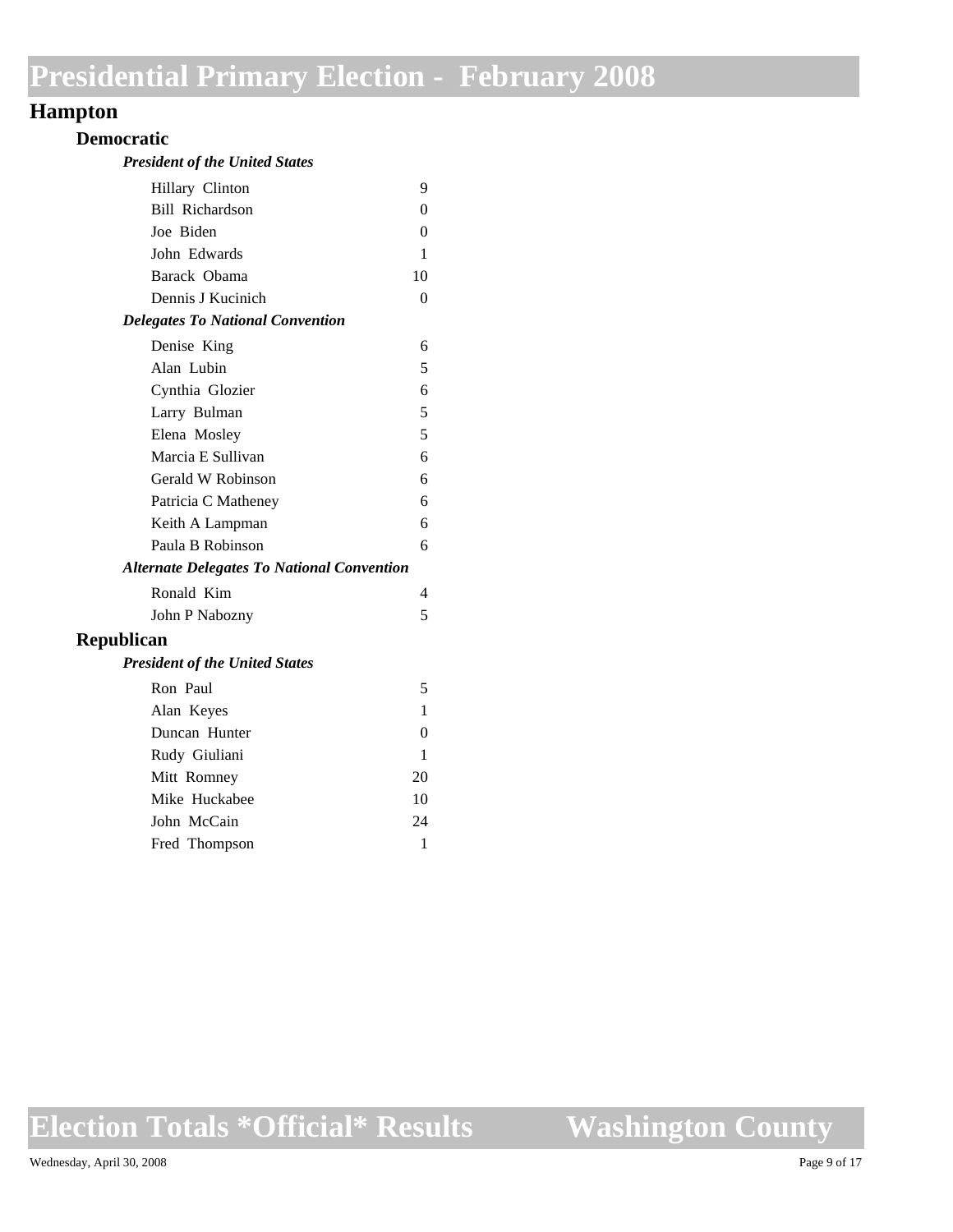# Presidential Primary Election - February 2008

## Hampton

### Democratic

#### *President of the United States*

| Candidate | Votes |
|---|---|
| Hillary Clinton | 9 |
| Bill Richardson | 0 |
| Joe Biden | 0 |
| John Edwards | 1 |
| Barack Obama | 10 |
| Dennis J Kucinich | 0 |

#### *Delegates To National Convention*

| Candidate | Votes |
|---|---|
| Denise King | 6 |
| Alan Lubin | 5 |
| Cynthia Glozier | 6 |
| Larry Bulman | 5 |
| Elena Mosley | 5 |
| Marcia E Sullivan | 6 |
| Gerald W Robinson | 6 |
| Patricia C Matheney | 6 |
| Keith A Lampman | 6 |
| Paula B Robinson | 6 |

#### *Alternate Delegates To National Convention*

| Candidate | Votes |
|---|---|
| Ronald Kim | 4 |
| John P Nabozny | 5 |

### Republican

#### *President of the United States*

| Candidate | Votes |
|---|---|
| Ron Paul | 5 |
| Alan Keyes | 1 |
| Duncan Hunter | 0 |
| Rudy Giuliani | 1 |
| Mitt Romney | 20 |
| Mike Huckabee | 10 |
| John McCain | 24 |
| Fred Thompson | 1 |

**Election Totals \*Official\* Results — Washington County**

Wednesday, April 30, 2008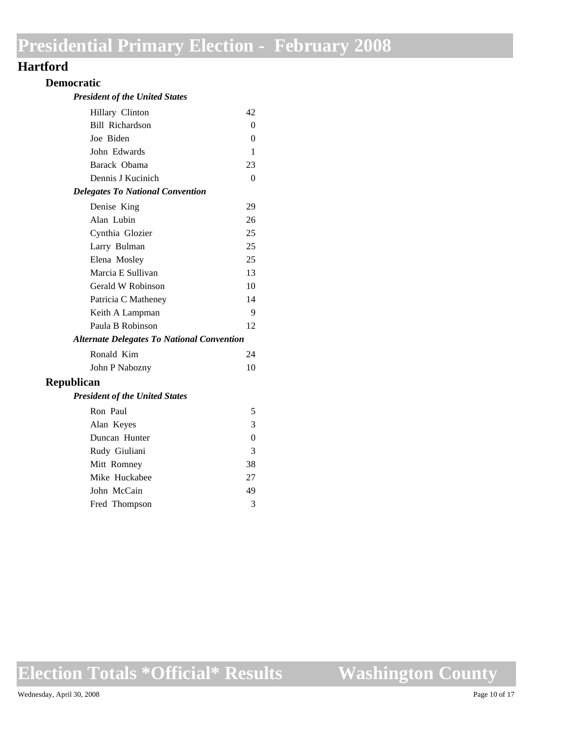# Presidential Primary Election - February 2008

## Hartford

### Democratic

#### *President of the United States*

| Candidate | Votes |
| --- | --- |
| Hillary Clinton | 42 |
| Bill Richardson | 0 |
| Joe Biden | 0 |
| John Edwards | 1 |
| Barack Obama | 23 |
| Dennis J Kucinich | 0 |

#### *Delegates To National Convention*

| Candidate | Votes |
| --- | --- |
| Denise King | 29 |
| Alan Lubin | 26 |
| Cynthia Glozier | 25 |
| Larry Bulman | 25 |
| Elena Mosley | 25 |
| Marcia E Sullivan | 13 |
| Gerald W Robinson | 10 |
| Patricia C Matheney | 14 |
| Keith A Lampman | 9 |
| Paula B Robinson | 12 |

#### *Alternate Delegates To National Convention*

| Candidate | Votes |
| --- | --- |
| Ronald Kim | 24 |
| John P Nabozny | 10 |

### Republican

#### *President of the United States*

| Candidate | Votes |
| --- | --- |
| Ron Paul | 5 |
| Alan Keyes | 3 |
| Duncan Hunter | 0 |
| Rudy Giuliani | 3 |
| Mitt Romney | 38 |
| Mike Huckabee | 27 |
| John McCain | 49 |
| Fred Thompson | 3 |

**Election Totals \*Official\* Results — Washington County**

Wednesday, April 30, 2008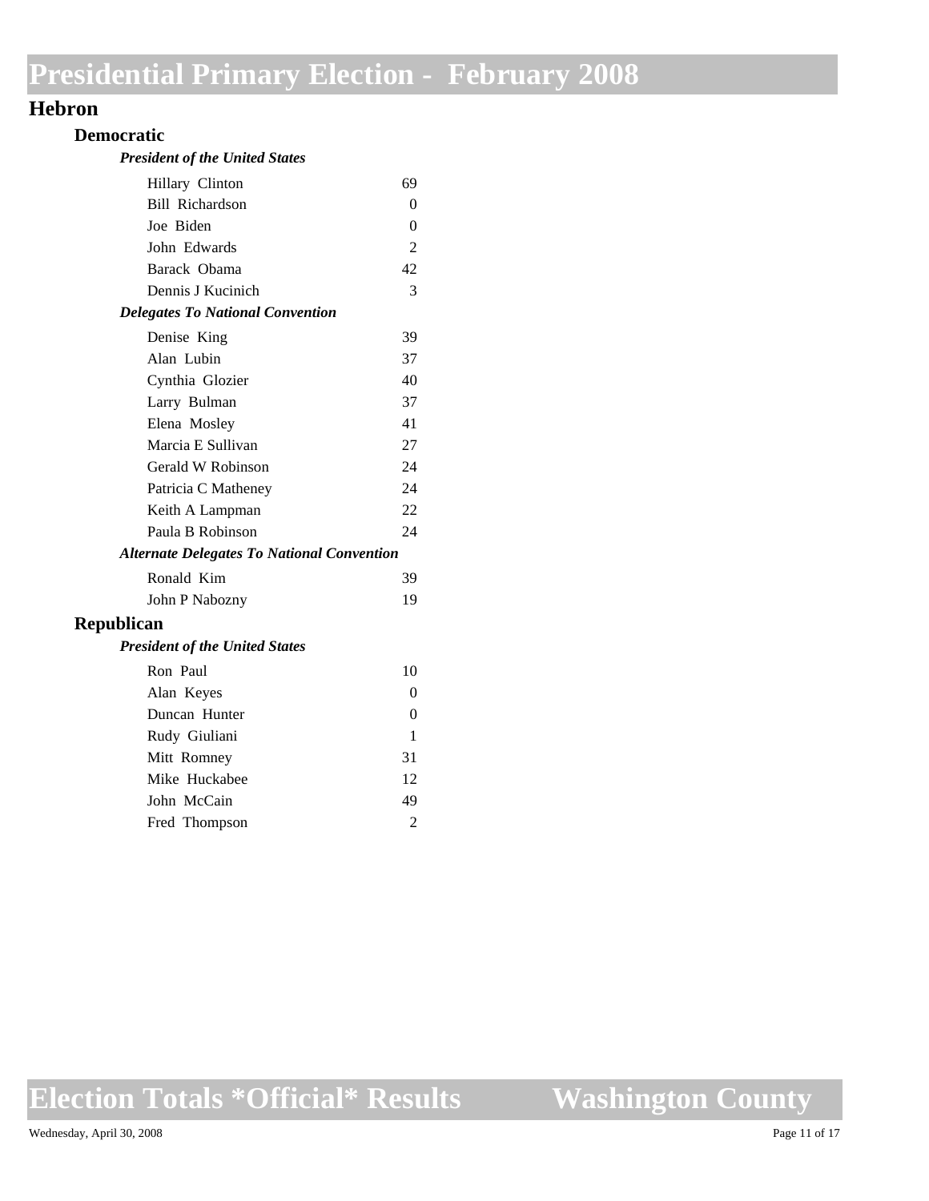# Presidential Primary Election - February 2008

## Hebron

### Democratic

#### *President of the United States*

| Candidate | Votes |
|---|---|
| Hillary Clinton | 69 |
| Bill Richardson | 0 |
| Joe Biden | 0 |
| John Edwards | 2 |
| Barack Obama | 42 |
| Dennis J Kucinich | 3 |

#### *Delegates To National Convention*

| Candidate | Votes |
|---|---|
| Denise King | 39 |
| Alan Lubin | 37 |
| Cynthia Glozier | 40 |
| Larry Bulman | 37 |
| Elena Mosley | 41 |
| Marcia E Sullivan | 27 |
| Gerald W Robinson | 24 |
| Patricia C Matheney | 24 |
| Keith A Lampman | 22 |
| Paula B Robinson | 24 |

#### *Alternate Delegates To National Convention*

| Candidate | Votes |
|---|---|
| Ronald Kim | 39 |
| John P Nabozny | 19 |

### Republican

#### *President of the United States*

| Candidate | Votes |
|---|---|
| Ron Paul | 10 |
| Alan Keyes | 0 |
| Duncan Hunter | 0 |
| Rudy Giuliani | 1 |
| Mitt Romney | 31 |
| Mike Huckabee | 12 |
| John McCain | 49 |
| Fred Thompson | 2 |

**Election Totals *Official* Results** **Washington County**

Wednesday, April 30, 2008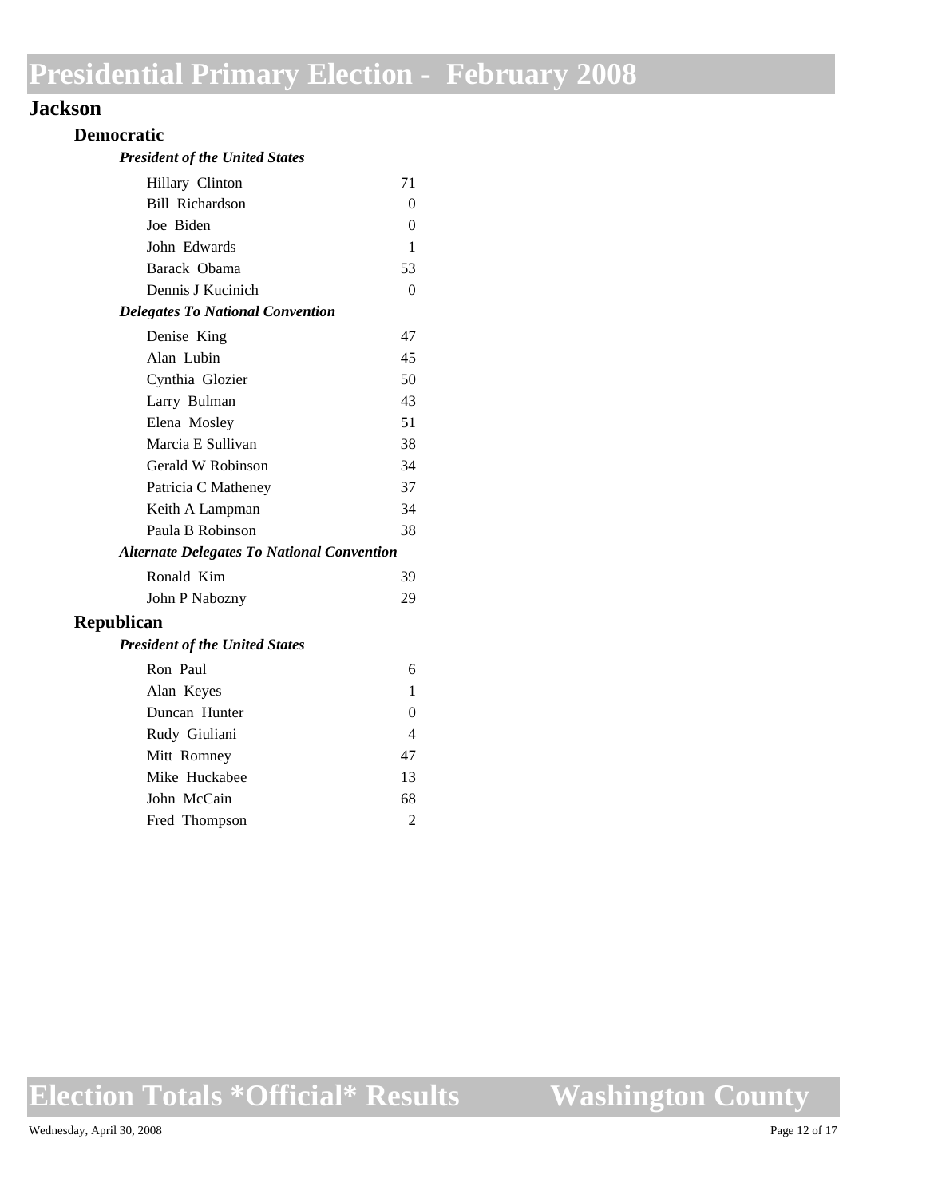# Presidential Primary Election - February 2008

## Jackson

### Democratic

***President of the United States***

| Candidate | Votes |
| --- | --- |
| Hillary Clinton | 71 |
| Bill Richardson | 0 |
| Joe Biden | 0 |
| John Edwards | 1 |
| Barack Obama | 53 |
| Dennis J Kucinich | 0 |

***Delegates To National Convention***

| Candidate | Votes |
| --- | --- |
| Denise King | 47 |
| Alan Lubin | 45 |
| Cynthia Glozier | 50 |
| Larry Bulman | 43 |
| Elena Mosley | 51 |
| Marcia E Sullivan | 38 |
| Gerald W Robinson | 34 |
| Patricia C Matheney | 37 |
| Keith A Lampman | 34 |
| Paula B Robinson | 38 |

***Alternate Delegates To National Convention***

| Candidate | Votes |
| --- | --- |
| Ronald Kim | 39 |
| John P Nabozny | 29 |

### Republican

***President of the United States***

| Candidate | Votes |
| --- | --- |
| Ron Paul | 6 |
| Alan Keyes | 1 |
| Duncan Hunter | 0 |
| Rudy Giuliani | 4 |
| Mitt Romney | 47 |
| Mike Huckabee | 13 |
| John McCain | 68 |
| Fred Thompson | 2 |

# Election Totals *Official* Results — Washington County

Wednesday, April 30, 2008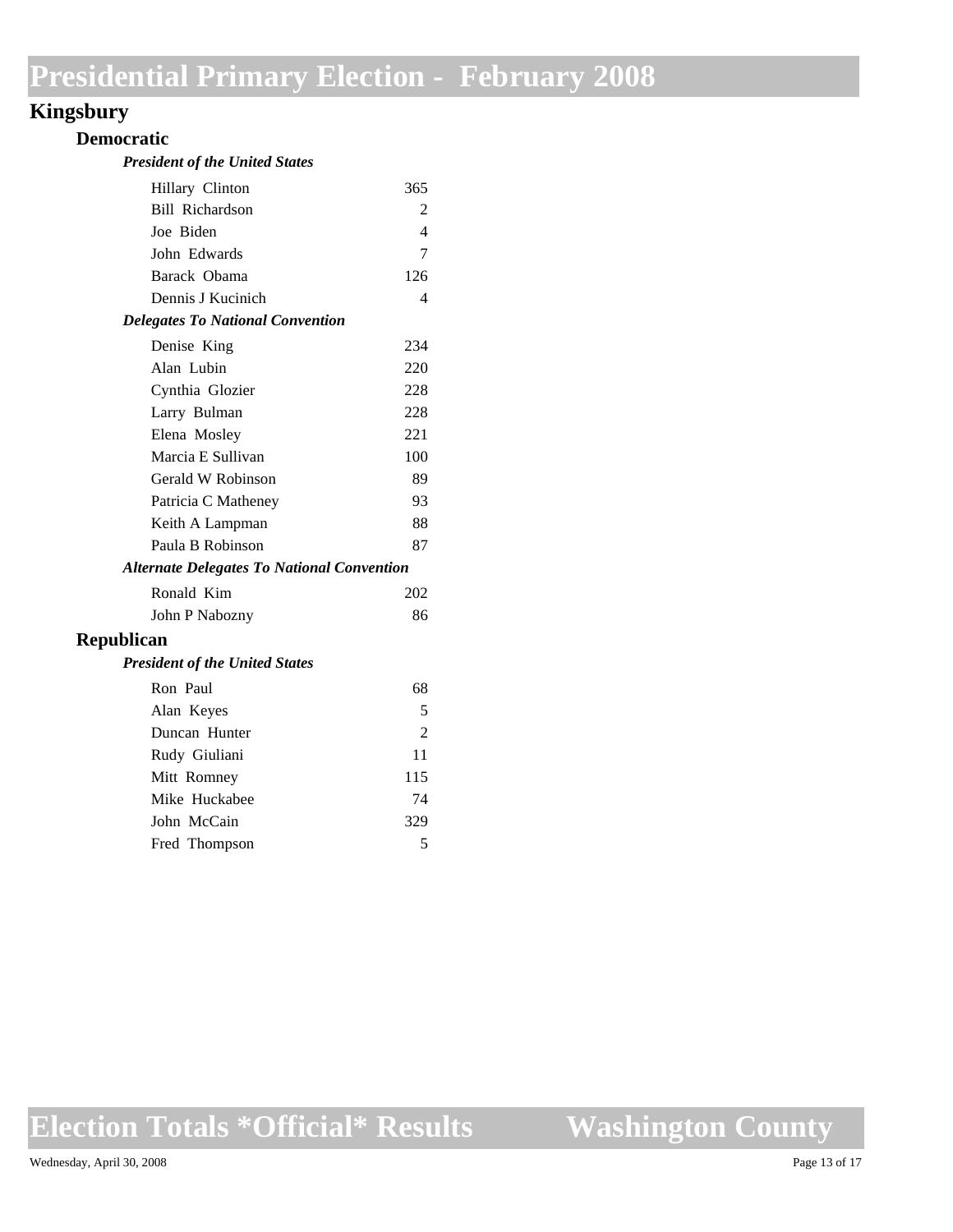# Presidential Primary Election - February 2008

## Kingsbury

### Democratic

#### *President of the United States*

| Candidate | Votes |
| --- | --- |
| Hillary Clinton | 365 |
| Bill Richardson | 2 |
| Joe Biden | 4 |
| John Edwards | 7 |
| Barack Obama | 126 |
| Dennis J Kucinich | 4 |

#### *Delegates To National Convention*

| Candidate | Votes |
| --- | --- |
| Denise King | 234 |
| Alan Lubin | 220 |
| Cynthia Glozier | 228 |
| Larry Bulman | 228 |
| Elena Mosley | 221 |
| Marcia E Sullivan | 100 |
| Gerald W Robinson | 89 |
| Patricia C Matheney | 93 |
| Keith A Lampman | 88 |
| Paula B Robinson | 87 |

#### *Alternate Delegates To National Convention*

| Candidate | Votes |
| --- | --- |
| Ronald Kim | 202 |
| John P Nabozny | 86 |

### Republican

#### *President of the United States*

| Candidate | Votes |
| --- | --- |
| Ron Paul | 68 |
| Alan Keyes | 5 |
| Duncan Hunter | 2 |
| Rudy Giuliani | 11 |
| Mitt Romney | 115 |
| Mike Huckabee | 74 |
| John McCain | 329 |
| Fred Thompson | 5 |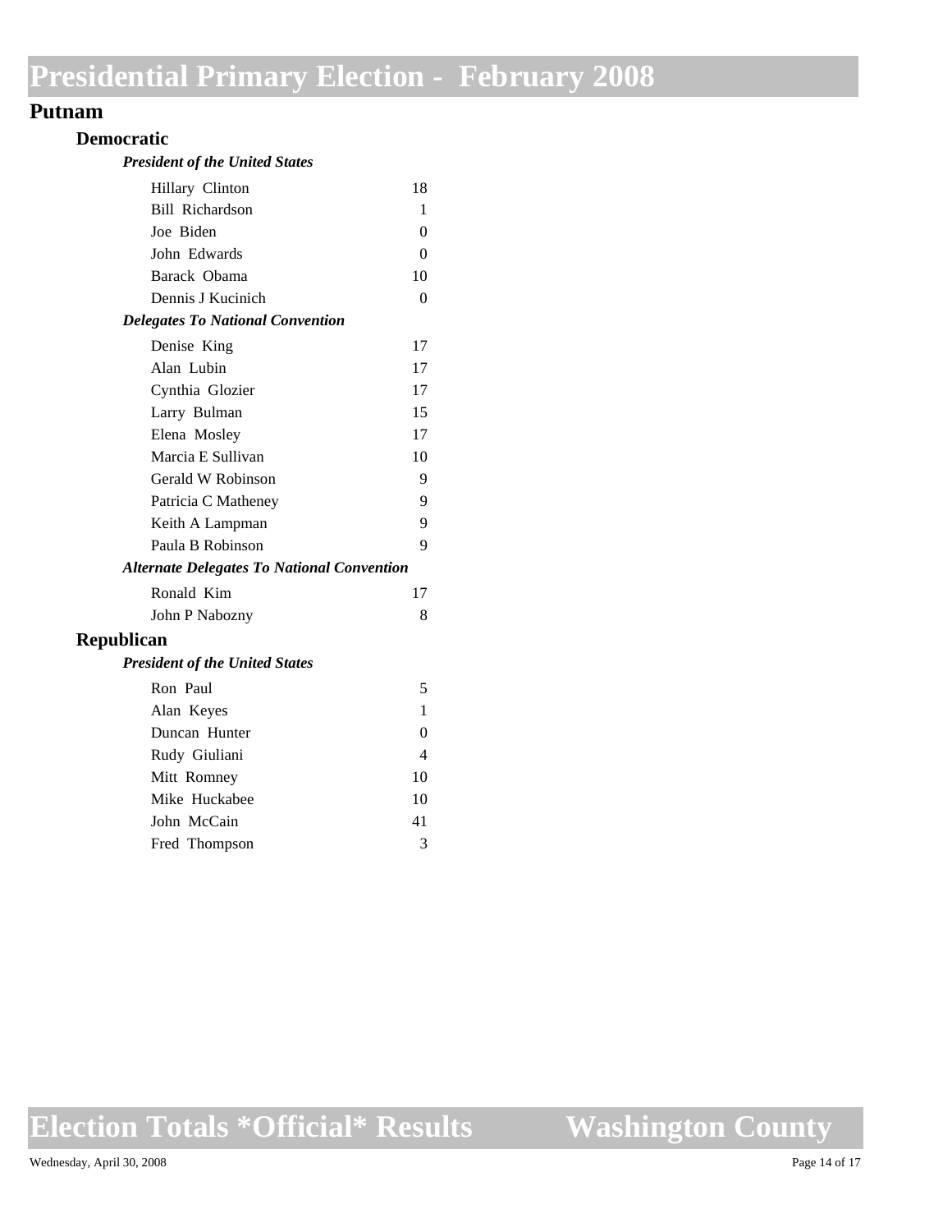# Presidential Primary Election - February 2008

## Putnam

### Democratic

#### *President of the United States*

| Candidate | Votes |
|---|---|
| Hillary Clinton | 18 |
| Bill Richardson | 1 |
| Joe Biden | 0 |
| John Edwards | 0 |
| Barack Obama | 10 |
| Dennis J Kucinich | 0 |

#### *Delegates To National Convention*

| Candidate | Votes |
|---|---|
| Denise King | 17 |
| Alan Lubin | 17 |
| Cynthia Glozier | 17 |
| Larry Bulman | 15 |
| Elena Mosley | 17 |
| Marcia E Sullivan | 10 |
| Gerald W Robinson | 9 |
| Patricia C Matheney | 9 |
| Keith A Lampman | 9 |
| Paula B Robinson | 9 |

#### *Alternate Delegates To National Convention*

| Candidate | Votes |
|---|---|
| Ronald Kim | 17 |
| John P Nabozny | 8 |

### Republican

#### *President of the United States*

| Candidate | Votes |
|---|---|
| Ron Paul | 5 |
| Alan Keyes | 1 |
| Duncan Hunter | 0 |
| Rudy Giuliani | 4 |
| Mitt Romney | 10 |
| Mike Huckabee | 10 |
| John McCain | 41 |
| Fred Thompson | 3 |

**Election Totals \*Official\* Results — Washington County**

Wednesday, April 30, 2008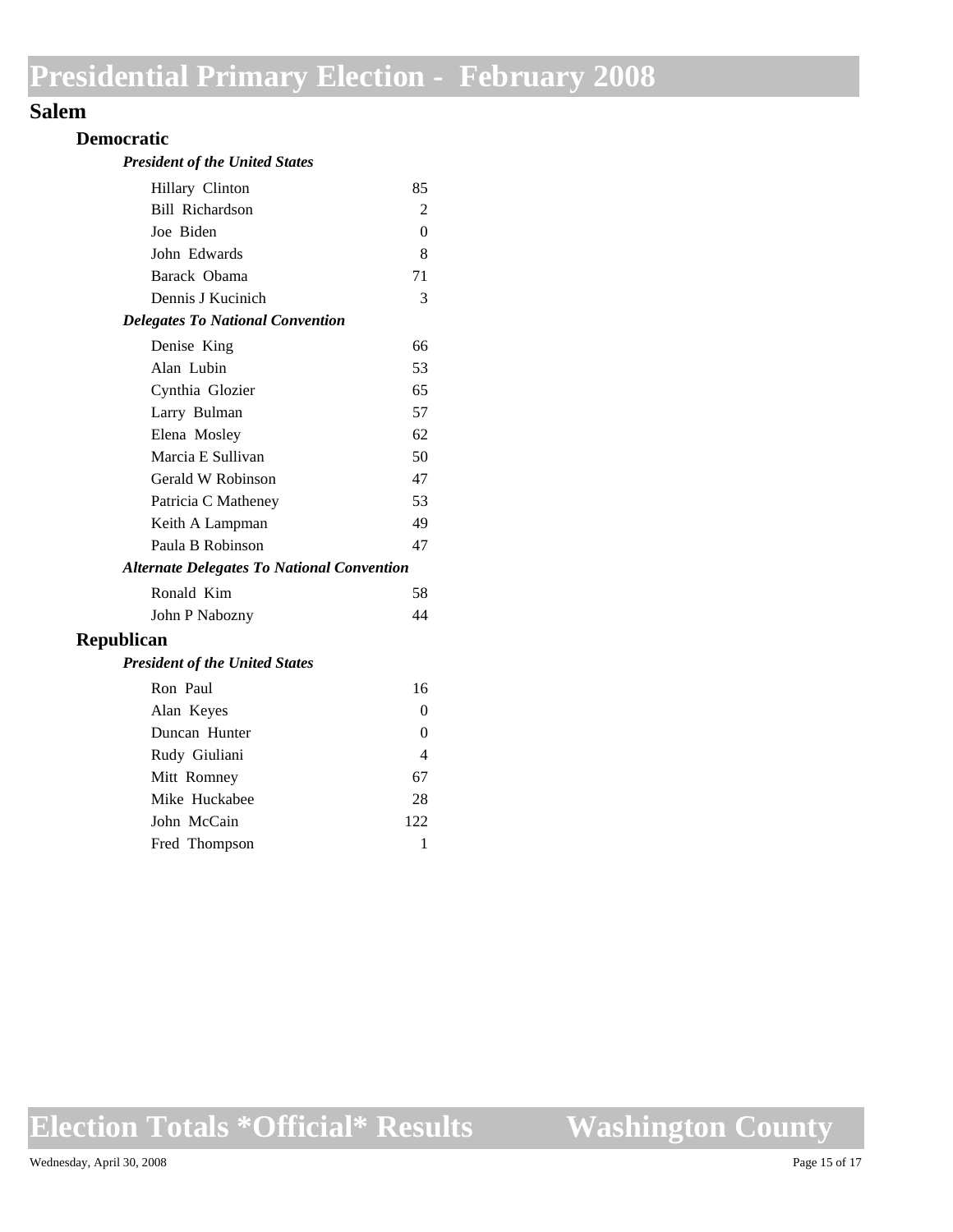# Presidential Primary Election - February 2008

## Salem

### Democratic

#### *President of the United States*

| Candidate | Votes |
|---|---|
| Hillary Clinton | 85 |
| Bill Richardson | 2 |
| Joe Biden | 0 |
| John Edwards | 8 |
| Barack Obama | 71 |
| Dennis J Kucinich | 3 |

#### *Delegates To National Convention*

| Candidate | Votes |
|---|---|
| Denise King | 66 |
| Alan Lubin | 53 |
| Cynthia Glozier | 65 |
| Larry Bulman | 57 |
| Elena Mosley | 62 |
| Marcia E Sullivan | 50 |
| Gerald W Robinson | 47 |
| Patricia C Matheney | 53 |
| Keith A Lampman | 49 |
| Paula B Robinson | 47 |

#### *Alternate Delegates To National Convention*

| Candidate | Votes |
|---|---|
| Ronald Kim | 58 |
| John P Nabozny | 44 |

### Republican

#### *President of the United States*

| Candidate | Votes |
|---|---|
| Ron Paul | 16 |
| Alan Keyes | 0 |
| Duncan Hunter | 0 |
| Rudy Giuliani | 4 |
| Mitt Romney | 67 |
| Mike Huckabee | 28 |
| John McCain | 122 |
| Fred Thompson | 1 |

**Election Totals *Official* Results** **Washington County**

Wednesday, April 30, 2008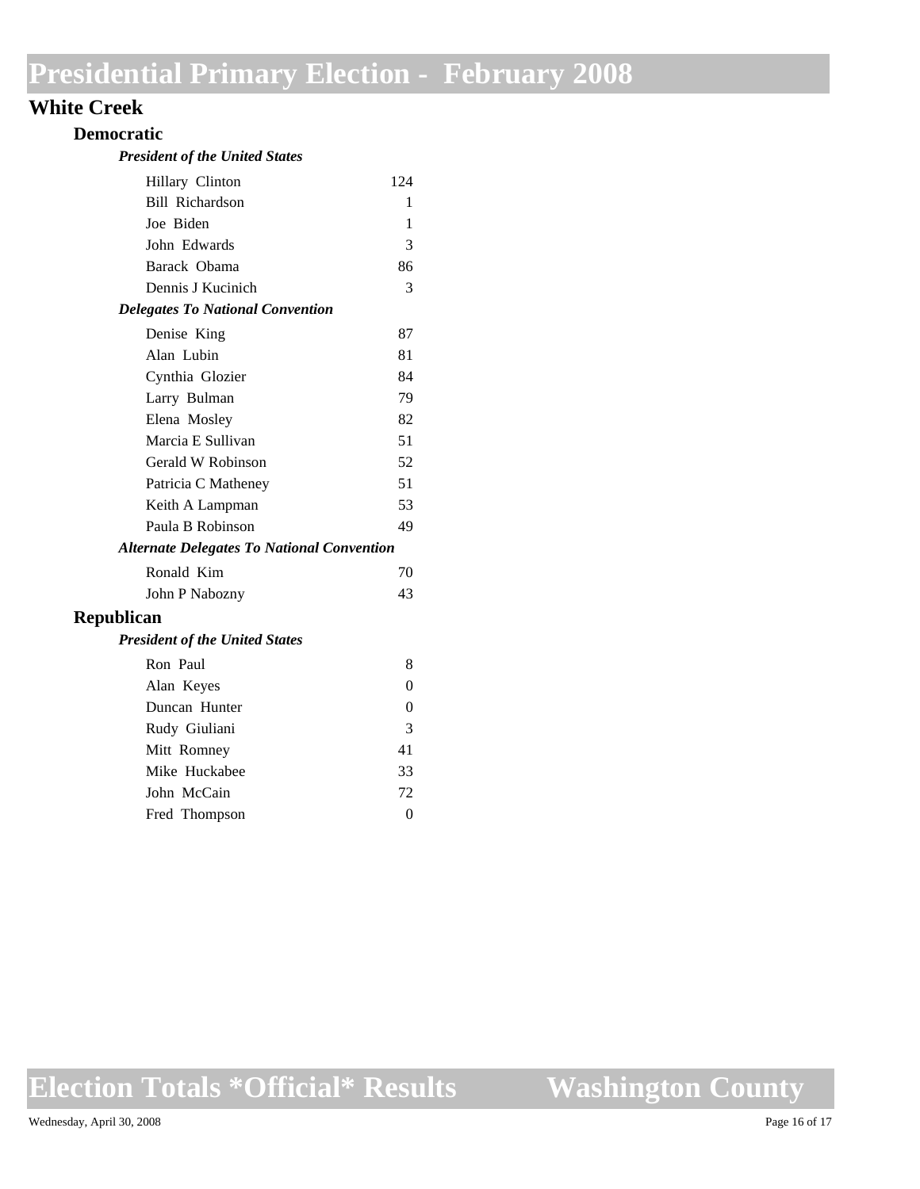# Presidential Primary Election - February 2008

## White Creek

### Democratic

#### *President of the United States*

| Candidate | Votes |
|---|---|
| Hillary Clinton | 124 |
| Bill Richardson | 1 |
| Joe Biden | 1 |
| John Edwards | 3 |
| Barack Obama | 86 |
| Dennis J Kucinich | 3 |

#### *Delegates To National Convention*

| Candidate | Votes |
|---|---|
| Denise King | 87 |
| Alan Lubin | 81 |
| Cynthia Glozier | 84 |
| Larry Bulman | 79 |
| Elena Mosley | 82 |
| Marcia E Sullivan | 51 |
| Gerald W Robinson | 52 |
| Patricia C Matheney | 51 |
| Keith A Lampman | 53 |
| Paula B Robinson | 49 |

#### *Alternate Delegates To National Convention*

| Candidate | Votes |
|---|---|
| Ronald Kim | 70 |
| John P Nabozny | 43 |

### Republican

#### *President of the United States*

| Candidate | Votes |
|---|---|
| Ron Paul | 8 |
| Alan Keyes | 0 |
| Duncan Hunter | 0 |
| Rudy Giuliani | 3 |
| Mitt Romney | 41 |
| Mike Huckabee | 33 |
| John McCain | 72 |
| Fred Thompson | 0 |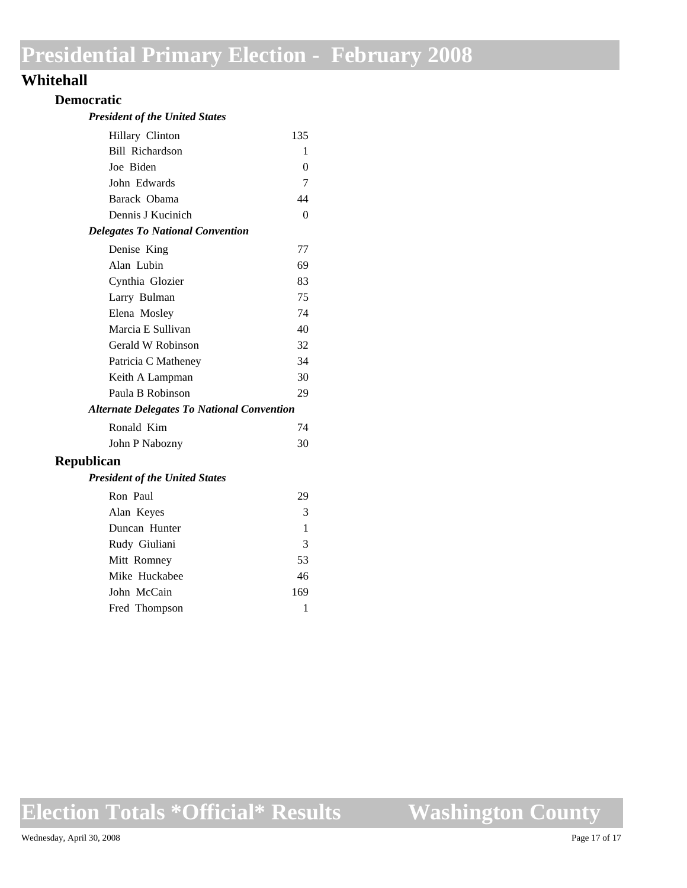# Presidential Primary Election - February 2008

## Whitehall

### Democratic

#### *President of the United States*

| | |
|---|---|
| Hillary Clinton | 135 |
| Bill Richardson | 1 |
| Joe Biden | 0 |
| John Edwards | 7 |
| Barack Obama | 44 |
| Dennis J Kucinich | 0 |

#### *Delegates To National Convention*

| | |
|---|---|
| Denise King | 77 |
| Alan Lubin | 69 |
| Cynthia Glozier | 83 |
| Larry Bulman | 75 |
| Elena Mosley | 74 |
| Marcia E Sullivan | 40 |
| Gerald W Robinson | 32 |
| Patricia C Matheney | 34 |
| Keith A Lampman | 30 |
| Paula B Robinson | 29 |

#### *Alternate Delegates To National Convention*

| | |
|---|---|
| Ronald Kim | 74 |
| John P Nabozny | 30 |

### Republican

#### *President of the United States*

| | |
|---|---|
| Ron Paul | 29 |
| Alan Keyes | 3 |
| Duncan Hunter | 1 |
| Rudy Giuliani | 3 |
| Mitt Romney | 53 |
| Mike Huckabee | 46 |
| John McCain | 169 |
| Fred Thompson | 1 |

**Election Totals \*Official\* Results** **Washington County**

Wednesday, April 30, 2008